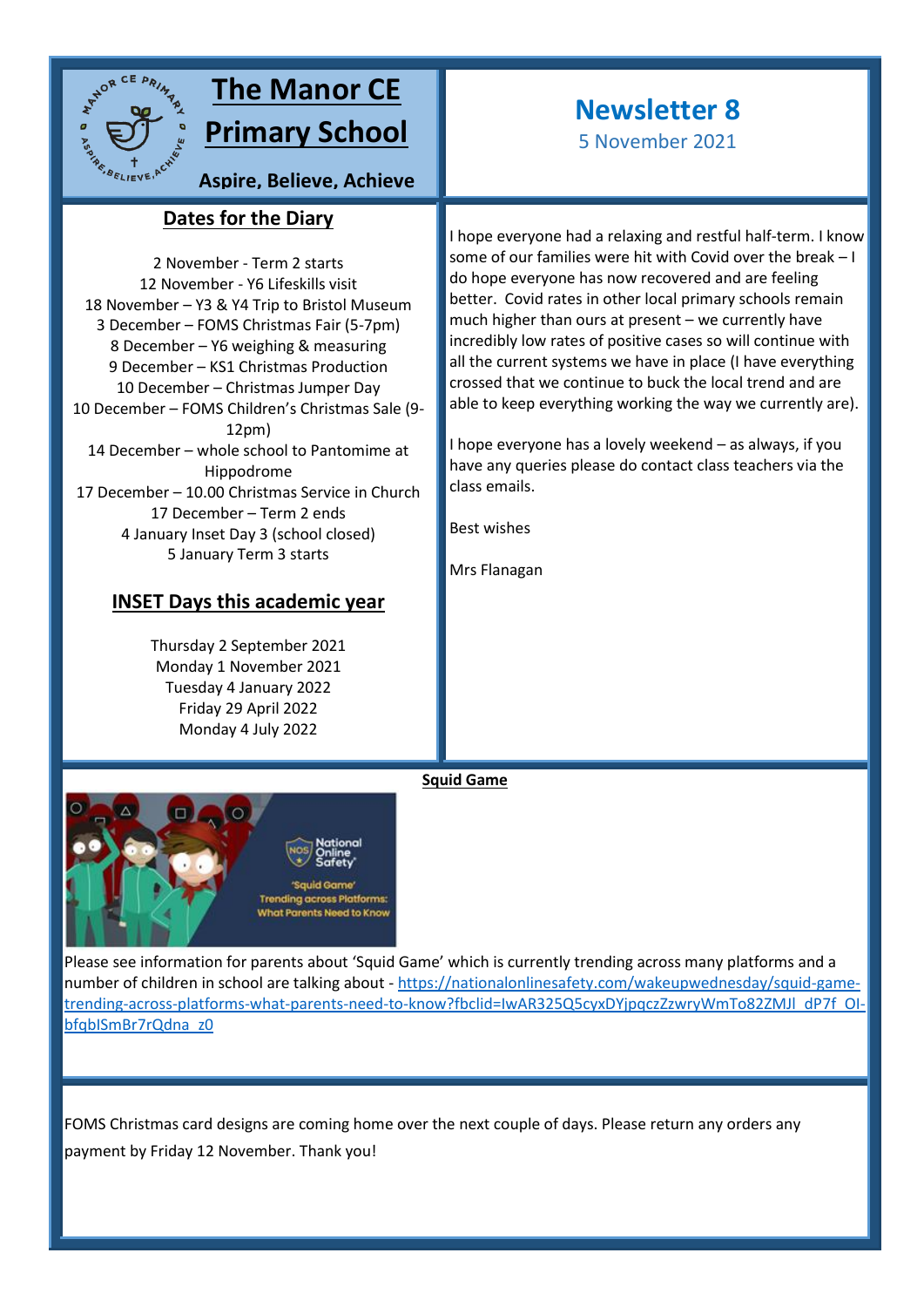# The Manor CE Primary School

**Aspire, Believe, Achieve**

# Newsletter 8

5 November 2021

## Dates for the Diary

2 November - Term 2 starts
12 November - Y6 Lifeskills visit
18 November – Y3 & Y4 Trip to Bristol Museum
3 December – FOMS Christmas Fair (5-7pm)
8 December – Y6 weighing & measuring
9 December – KS1 Christmas Production
10 December – Christmas Jumper Day
10 December – FOMS Children's Christmas Sale (9-12pm)
14 December – whole school to Pantomime at Hippodrome
17 December – 10.00 Christmas Service in Church
17 December – Term 2 ends
4 January Inset Day 3 (school closed)
5 January Term 3 starts

## INSET Days this academic year

Thursday 2 September 2021
Monday 1 November 2021
Tuesday 4 January 2022
Friday 29 April 2022
Monday 4 July 2022

I hope everyone had a relaxing and restful half-term. I know some of our families were hit with Covid over the break – I do hope everyone has now recovered and are feeling better. Covid rates in other local primary schools remain much higher than ours at present – we currently have incredibly low rates of positive cases so will continue with all the current systems we have in place (I have everything crossed that we continue to buck the local trend and are able to keep everything working the way we currently are).

I hope everyone has a lovely weekend – as always, if you have any queries please do contact class teachers via the class emails.

Best wishes

Mrs Flanagan

## Squid Game

Please see information for parents about 'Squid Game' which is currently trending across many platforms and a number of children in school are talking about - https://nationalonlinesafety.com/wakeupwednesday/squid-game-trending-across-platforms-what-parents-need-to-know?fbclid=IwAR325Q5cyxDYjpqczZzwryWmTo82ZMJl_dP7f_OI-bfqbISmBr7rQdna_z0

FOMS Christmas card designs are coming home over the next couple of days. Please return any orders any payment by Friday 12 November. Thank you!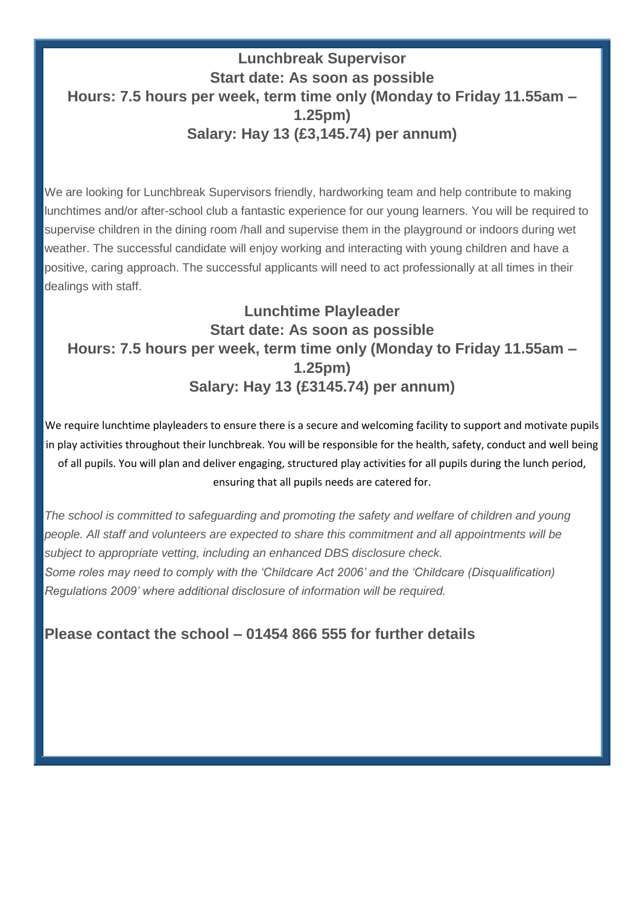## Lunchbreak Supervisor

**Start date: As soon as possible**

**Hours: 7.5 hours per week, term time only (Monday to Friday 11.55am – 1.25pm)**

**Salary: Hay 13 (£3,145.74) per annum)**

We are looking for Lunchbreak Supervisors friendly, hardworking team and help contribute to making lunchtimes and/or after-school club a fantastic experience for our young learners. You will be required to supervise children in the dining room /hall and supervise them in the playground or indoors during wet weather. The successful candidate will enjoy working and interacting with young children and have a positive, caring approach. The successful applicants will need to act professionally at all times in their dealings with staff.

## Lunchtime Playleader

**Start date: As soon as possible**

**Hours: 7.5 hours per week, term time only (Monday to Friday 11.55am – 1.25pm)**

**Salary: Hay 13 (£3145.74) per annum)**

We require lunchtime playleaders to ensure there is a secure and welcoming facility to support and motivate pupils in play activities throughout their lunchbreak. You will be responsible for the health, safety, conduct and well being of all pupils. You will plan and deliver engaging, structured play activities for all pupils during the lunch period, ensuring that all pupils needs are catered for.

*The school is committed to safeguarding and promoting the safety and welfare of children and young people. All staff and volunteers are expected to share this commitment and all appointments will be subject to appropriate vetting, including an enhanced DBS disclosure check.*
*Some roles may need to comply with the 'Childcare Act 2006' and the 'Childcare (Disqualification) Regulations 2009' where additional disclosure of information will be required.*

**Please contact the school – 01454 866 555 for further details**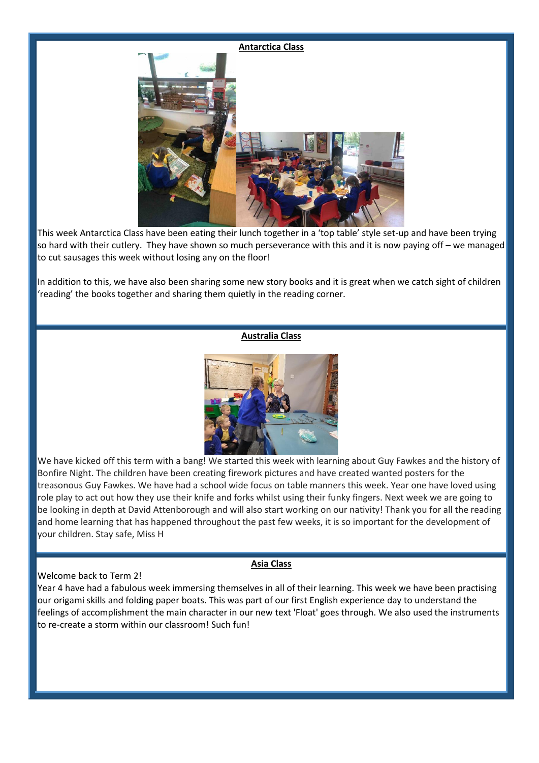## Antarctica Class

This week Antarctica Class have been eating their lunch together in a 'top table' style set-up and have been trying so hard with their cutlery. They have shown so much perseverance with this and it is now paying off – we managed to cut sausages this week without losing any on the floor!

In addition to this, we have also been sharing some new story books and it is great when we catch sight of children 'reading' the books together and sharing them quietly in the reading corner.

## Australia Class

We have kicked off this term with a bang! We started this week with learning about Guy Fawkes and the history of Bonfire Night. The children have been creating firework pictures and have created wanted posters for the treasonous Guy Fawkes. We have had a school wide focus on table manners this week. Year one have loved using role play to act out how they use their knife and forks whilst using their funky fingers. Next week we are going to be looking in depth at David Attenborough and will also start working on our nativity! Thank you for all the reading and home learning that has happened throughout the past few weeks, it is so important for the development of your children. Stay safe, Miss H

## Asia Class

Welcome back to Term 2!

Year 4 have had a fabulous week immersing themselves in all of their learning. This week we have been practising our origami skills and folding paper boats. This was part of our first English experience day to understand the feelings of accomplishment the main character in our new text 'Float' goes through. We also used the instruments to re-create a storm within our classroom! Such fun!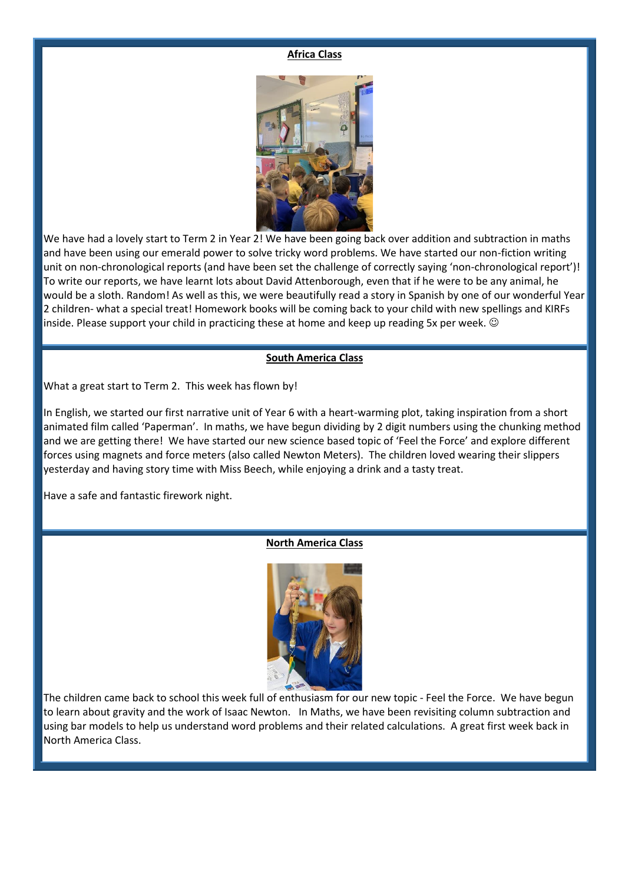## Africa Class

We have had a lovely start to Term 2 in Year 2! We have been going back over addition and subtraction in maths and have been using our emerald power to solve tricky word problems. We have started our non-fiction writing unit on non-chronological reports (and have been set the challenge of correctly saying 'non-chronological report')! To write our reports, we have learnt lots about David Attenborough, even that if he were to be any animal, he would be a sloth. Random! As well as this, we were beautifully read a story in Spanish by one of our wonderful Year 2 children- what a special treat! Homework books will be coming back to your child with new spellings and KIRFs inside. Please support your child in practicing these at home and keep up reading 5x per week. ☺

## South America Class

What a great start to Term 2. This week has flown by!

In English, we started our first narrative unit of Year 6 with a heart-warming plot, taking inspiration from a short animated film called 'Paperman'. In maths, we have begun dividing by 2 digit numbers using the chunking method and we are getting there! We have started our new science based topic of 'Feel the Force' and explore different forces using magnets and force meters (also called Newton Meters). The children loved wearing their slippers yesterday and having story time with Miss Beech, while enjoying a drink and a tasty treat.

Have a safe and fantastic firework night.

## North America Class

The children came back to school this week full of enthusiasm for our new topic - Feel the Force. We have begun to learn about gravity and the work of Isaac Newton. In Maths, we have been revisiting column subtraction and using bar models to help us understand word problems and their related calculations. A great first week back in North America Class.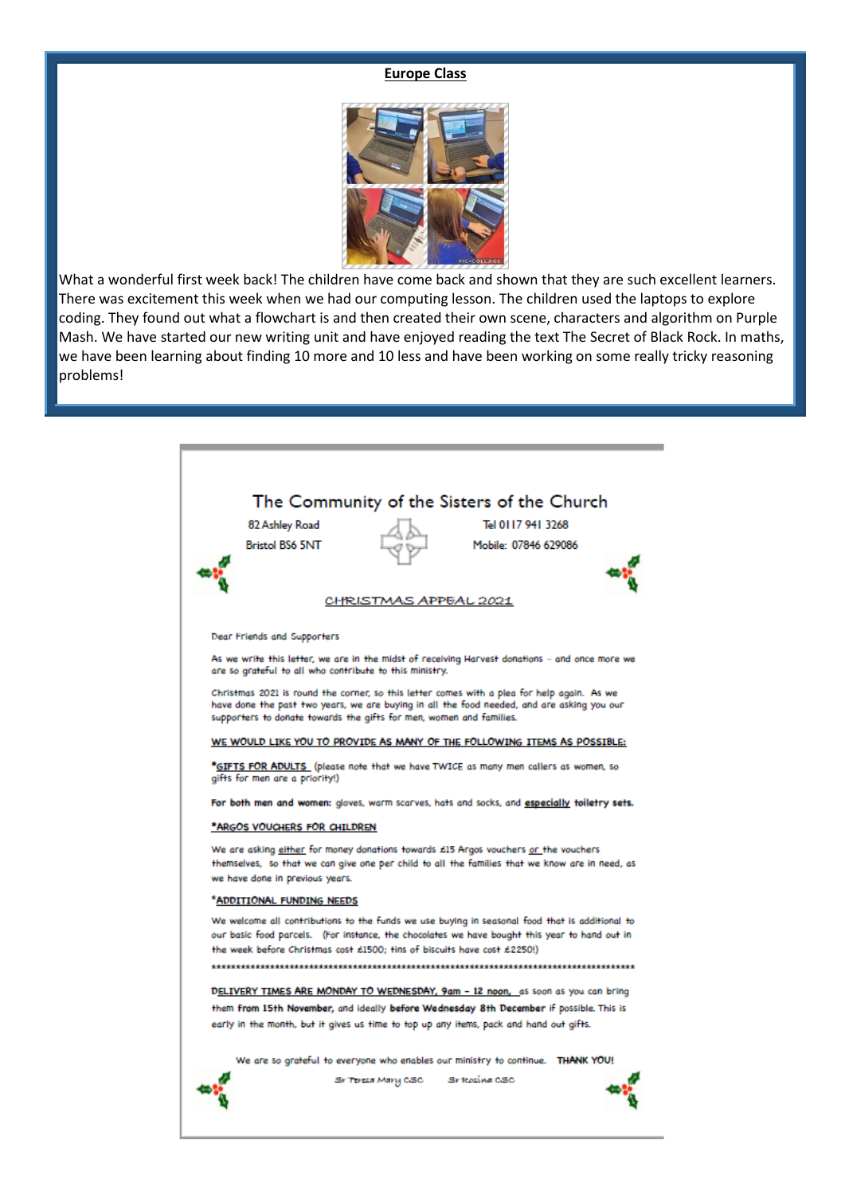## Europe Class

What a wonderful first week back! The children have come back and shown that they are such excellent learners. There was excitement this week when we had our computing lesson. The children used the laptops to explore coding. They found out what a flowchart is and then created their own scene, characters and algorithm on Purple Mash. We have started our new writing unit and have enjoyed reading the text The Secret of Black Rock. In maths, we have been learning about finding 10 more and 10 less and have been working on some really tricky reasoning problems!

## The Community of the Sisters of the Church

82 Ashley Road
Bristol BS6 5NT

Tel 0117 941 3268
Mobile: 07846 629086

### CHRISTMAS APPEAL 2021

Dear Friends and Supporters

As we write this letter, we are in the midst of receiving Harvest donations – and once more we are so grateful to all who contribute to this ministry.

Christmas 2021 is round the corner, so this letter comes with a plea for help again. As we have done the past two years, we are buying in all the food needed, and are asking you our supporters to donate towards the gifts for men, women and families.

**WE WOULD LIKE YOU TO PROVIDE AS MANY OF THE FOLLOWING ITEMS AS POSSIBLE:**

***GIFTS FOR ADULTS** (please note that we have TWICE as many men callers as women, so gifts for men are a priority!)

**For both men and women:** gloves, warm scarves, hats and socks, and **especially toiletry sets.**

***ARGOS VOUCHERS FOR CHILDREN**

We are asking either for money donations towards £15 Argos vouchers or the vouchers themselves, so that we can give one per child to all the families that we know are in need, as we have done in previous years.

***ADDITIONAL FUNDING NEEDS**

We welcome all contributions to the funds we use buying in seasonal food that is additional to our basic food parcels. (For instance, the chocolates we have bought this year to hand out in the week before Christmas cost £1500; tins of biscuits have cost £2250!)

*************************************************************************************

**DELIVERY TIMES ARE MONDAY TO WEDNESDAY, 9am – 12 noon,** as soon as you can bring them **from 15th November,** and ideally **before Wednesday 8th December** if possible. This is early in the month, but it gives us time to top up any items, pack and hand out gifts.

We are so grateful to everyone who enables our ministry to continue. **THANK YOU!**

Sr Teresa Mary CSC    Sr Rosina CSC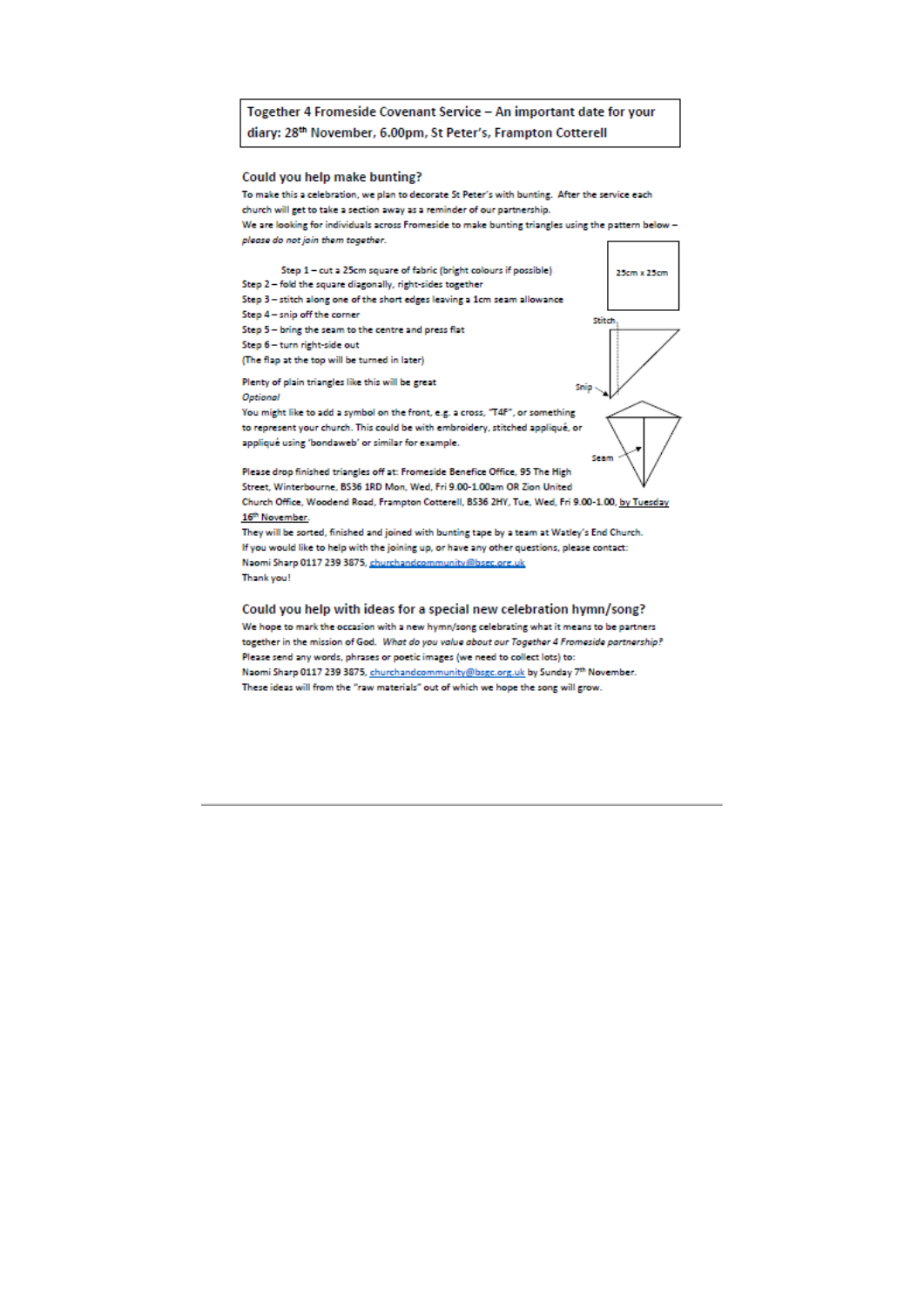**Together 4 Fromeside Covenant Service – An important date for your diary: 28th November, 6.00pm, St Peter's, Frampton Cotterell**

## Could you help make bunting?

To make this a celebration, we plan to decorate St Peter's with bunting. After the service each church will get to take a section away as a reminder of our partnership.

We are looking for individuals across Fromeside to make bunting triangles using the pattern below – *please do not join them together.*

Step 1 – cut a 25cm square of fabric (bright colours if possible)
Step 2 – fold the square diagonally, right-sides together
Step 3 – stitch along one of the short edges leaving a 1cm seam allowance
Step 4 – snip off the corner
Step 5 – bring the seam to the centre and press flat
Step 6 – turn right-side out
(The flap at the top will be turned in later)

25cm x 25cm

Stitch

Snip

Seam

Plenty of plain triangles like this will be great

*Optional*

You might like to add a symbol on the front, e.g. a cross, "T4F", or something to represent your church. This could be with embroidery, stitched appliqué, or appliqué using 'bondaweb' or similar for example.

Please drop finished triangles off at: Fromeside Benefice Office, 95 The High Street, Winterbourne, BS36 1RD Mon, Wed, Fri 9.00-1.00am OR Zion United Church Office, Woodend Road, Frampton Cotterell, BS36 2HY, Tue, Wed, Fri 9.00-1.00, by Tuesday 16th November.

They will be sorted, finished and joined with bunting tape by a team at Watley's End Church.

If you would like to help with the joining up, or have any other questions, please contact:

Naomi Sharp 0117 239 3875, churchandcommunity@bsgc.org.uk

Thank you!

## Could you help with ideas for a special new celebration hymn/song?

We hope to mark the occasion with a new hymn/song celebrating what it means to be partners together in the mission of God. *What do you value about our Together 4 Fromeside partnership?*

Please send any words, phrases or poetic images (we need to collect lots) to:

Naomi Sharp 0117 239 3875, churchandcommunity@bsgc.org.uk by Sunday 7th November.

These ideas will from the "raw materials" out of which we hope the song will grow.